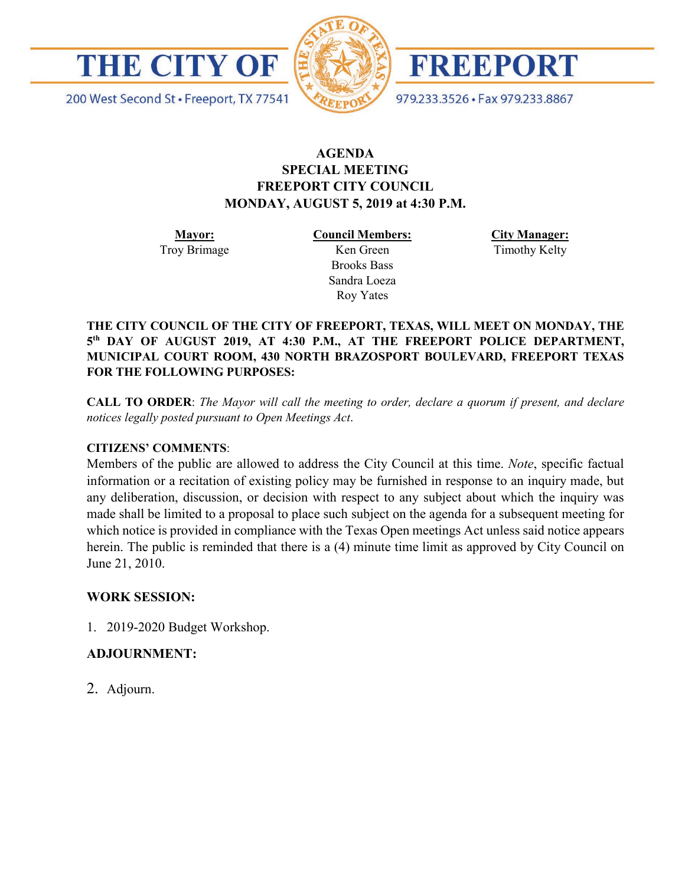# THE CITY OF FREEPORT

200 West Second St • Freeport, TX 77541

979.233.3526 • Fax 979.233.8867

## AGENDA
## SPECIAL MEETING
## FREEPORT CITY COUNCIL
## MONDAY, AUGUST 5, 2019 at 4:30 P.M.

| **Mayor:** | **Council Members:** | **City Manager:** |
|---|---|---|
| Troy Brimage | Ken Green | Timothy Kelty |
| | Brooks Bass | |
| | Sandra Loeza | |
| | Roy Yates | |

**THE CITY COUNCIL OF THE CITY OF FREEPORT, TEXAS, WILL MEET ON MONDAY, THE 5th DAY OF AUGUST 2019, AT 4:30 P.M., AT THE FREEPORT POLICE DEPARTMENT, MUNICIPAL COURT ROOM, 430 NORTH BRAZOSPORT BOULEVARD, FREEPORT TEXAS FOR THE FOLLOWING PURPOSES:**

**CALL TO ORDER**: *The Mayor will call the meeting to order, declare a quorum if present, and declare notices legally posted pursuant to Open Meetings Act.*

**CITIZENS' COMMENTS**:

Members of the public are allowed to address the City Council at this time. *Note*, specific factual information or a recitation of existing policy may be furnished in response to an inquiry made, but any deliberation, discussion, or decision with respect to any subject about which the inquiry was made shall be limited to a proposal to place such subject on the agenda for a subsequent meeting for which notice is provided in compliance with the Texas Open meetings Act unless said notice appears herein. The public is reminded that there is a (4) minute time limit as approved by City Council on June 21, 2010.

**WORK SESSION:**

1. 2019-2020 Budget Workshop.

**ADJOURNMENT:**

2. Adjourn.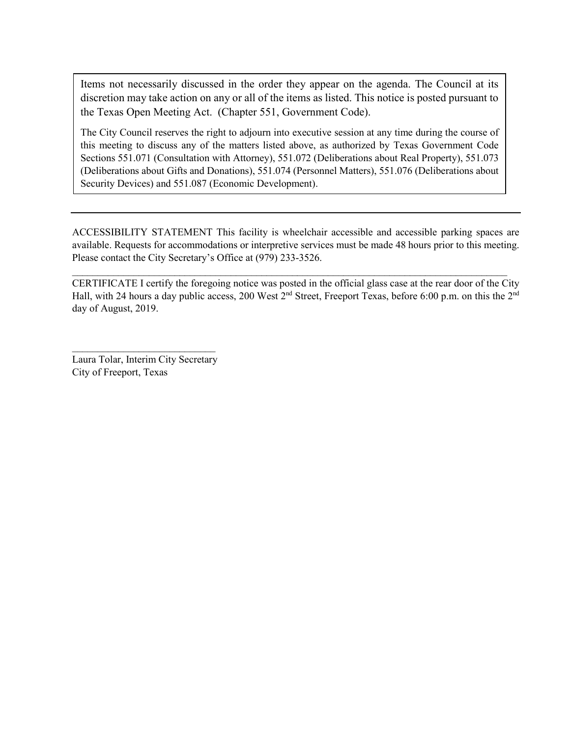Items not necessarily discussed in the order they appear on the agenda. The Council at its discretion may take action on any or all of the items as listed. This notice is posted pursuant to the Texas Open Meeting Act. (Chapter 551, Government Code).

The City Council reserves the right to adjourn into executive session at any time during the course of this meeting to discuss any of the matters listed above, as authorized by Texas Government Code Sections 551.071 (Consultation with Attorney), 551.072 (Deliberations about Real Property), 551.073 (Deliberations about Gifts and Donations), 551.074 (Personnel Matters), 551.076 (Deliberations about Security Devices) and 551.087 (Economic Development).

---

ACCESSIBILITY STATEMENT This facility is wheelchair accessible and accessible parking spaces are available. Requests for accommodations or interpretive services must be made 48 hours prior to this meeting. Please contact the City Secretary's Office at (979) 233-3526.

---

CERTIFICATE I certify the foregoing notice was posted in the official glass case at the rear door of the City Hall, with 24 hours a day public access, 200 West 2nd Street, Freeport Texas, before 6:00 p.m. on this the 2nd day of August, 2019.

_____________________________

Laura Tolar, Interim City Secretary
City of Freeport, Texas